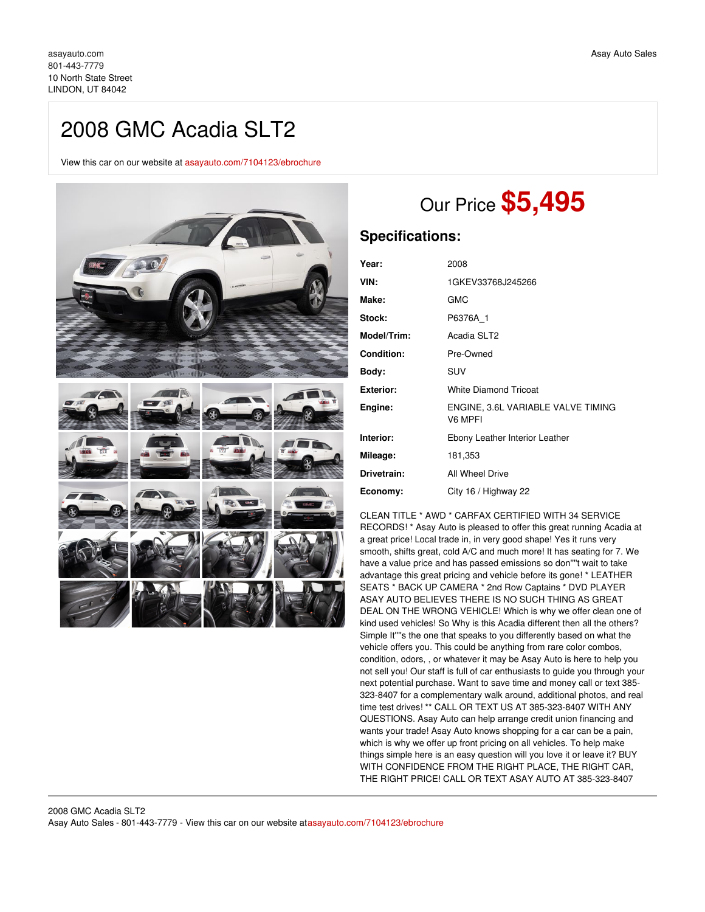asayauto.com
801-443-7779
10 North State Street
LINDON, UT 84042

Asay Auto Sales

# 2008 GMC Acadia SLT2

View this car on our website at asayauto.com/7104123/ebrochure

## Our Price **$5,495**

## Specifications:

| | |
|---|---|
| **Year:** | 2008 |
| **VIN:** | 1GKEV33768J245266 |
| **Make:** | GMC |
| **Stock:** | P6376A_1 |
| **Model/Trim:** | Acadia SLT2 |
| **Condition:** | Pre-Owned |
| **Body:** | SUV |
| **Exterior:** | White Diamond Tricoat |
| **Engine:** | ENGINE, 3.6L VARIABLE VALVE TIMING V6 MPFI |
| **Interior:** | Ebony Leather Interior Leather |
| **Mileage:** | 181,353 |
| **Drivetrain:** | All Wheel Drive |
| **Economy:** | City 16 / Highway 22 |

CLEAN TITLE * AWD * CARFAX CERTIFIED WITH 34 SERVICE RECORDS! * Asay Auto is pleased to offer this great running Acadia at a great price! Local trade in, in very good shape! Yes it runs very smooth, shifts great, cold A/C and much more! It has seating for 7. We have a value price and has passed emissions so don""t wait to take advantage this great pricing and vehicle before its gone! * LEATHER SEATS * BACK UP CAMERA * 2nd Row Captains * DVD PLAYER ASAY AUTO BELIEVES THERE IS NO SUCH THING AS GREAT DEAL ON THE WRONG VEHICLE! Which is why we offer clean one of kind used vehicles! So Why is this Acadia different then all the others? Simple It""s the one that speaks to you differently based on what the vehicle offers you. This could be anything from rare color combos, condition, odors, , or whatever it may be Asay Auto is here to help you not sell you! Our staff is full of car enthusiasts to guide you through your next potential purchase. Want to save time and money call or text 385-323-8407 for a complementary walk around, additional photos, and real time test drives! ** CALL OR TEXT US AT 385-323-8407 WITH ANY QUESTIONS. Asay Auto can help arrange credit union financing and wants your trade! Asay Auto knows shopping for a car can be a pain, which is why we offer up front pricing on all vehicles. To help make things simple here is an easy question will you love it or leave it? BUY WITH CONFIDENCE FROM THE RIGHT PLACE, THE RIGHT CAR, THE RIGHT PRICE! CALL OR TEXT ASAY AUTO AT 385-323-8407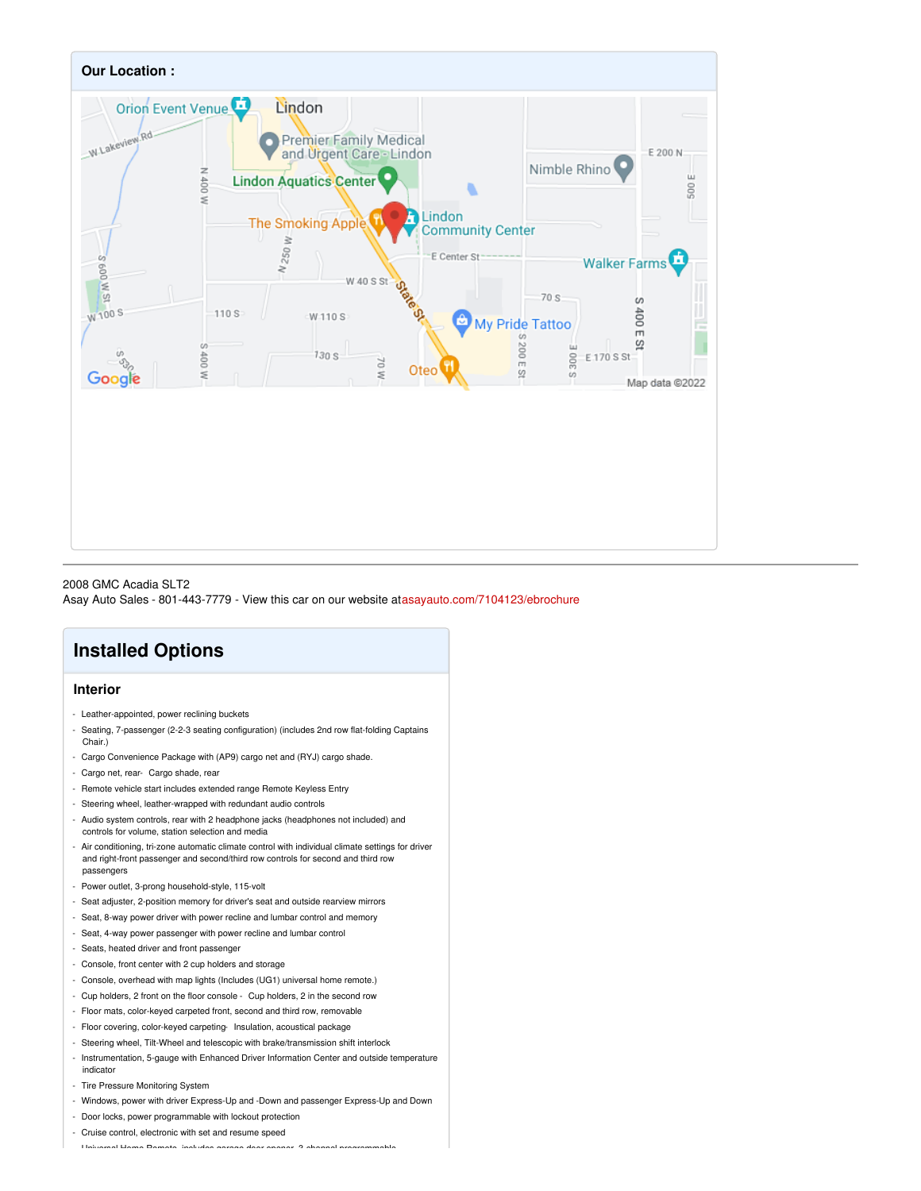## Our Location :

2008 GMC Acadia SLT2
Asay Auto Sales - 801-443-7779 - View this car on our website atasayauto.com/7104123/ebrochure

# Installed Options

### Interior

- Leather-appointed, power reclining buckets
- Seating, 7-passenger (2-2-3 seating configuration) (includes 2nd row flat-folding Captains Chair.)
- Cargo Convenience Package with (AP9) cargo net and (RYJ) cargo shade.
- Cargo net, rear- Cargo shade, rear
- Remote vehicle start includes extended range Remote Keyless Entry
- Steering wheel, leather-wrapped with redundant audio controls
- Audio system controls, rear with 2 headphone jacks (headphones not included) and controls for volume, station selection and media
- Air conditioning, tri-zone automatic climate control with individual climate settings for driver and right-front passenger and second/third row controls for second and third row passengers
- Power outlet, 3-prong household-style, 115-volt
- Seat adjuster, 2-position memory for driver's seat and outside rearview mirrors
- Seat, 8-way power driver with power recline and lumbar control and memory
- Seat, 4-way power passenger with power recline and lumbar control
- Seats, heated driver and front passenger
- Console, front center with 2 cup holders and storage
- Console, overhead with map lights (Includes (UG1) universal home remote.)
- Cup holders, 2 front on the floor console - Cup holders, 2 in the second row
- Floor mats, color-keyed carpeted front, second and third row, removable
- Floor covering, color-keyed carpeting- Insulation, acoustical package
- Steering wheel, Tilt-Wheel and telescopic with brake/transmission shift interlock
- Instrumentation, 5-gauge with Enhanced Driver Information Center and outside temperature indicator
- Tire Pressure Monitoring System
- Windows, power with driver Express-Up and -Down and passenger Express-Up and Down
- Door locks, power programmable with lockout protection
- Cruise control, electronic with set and resume speed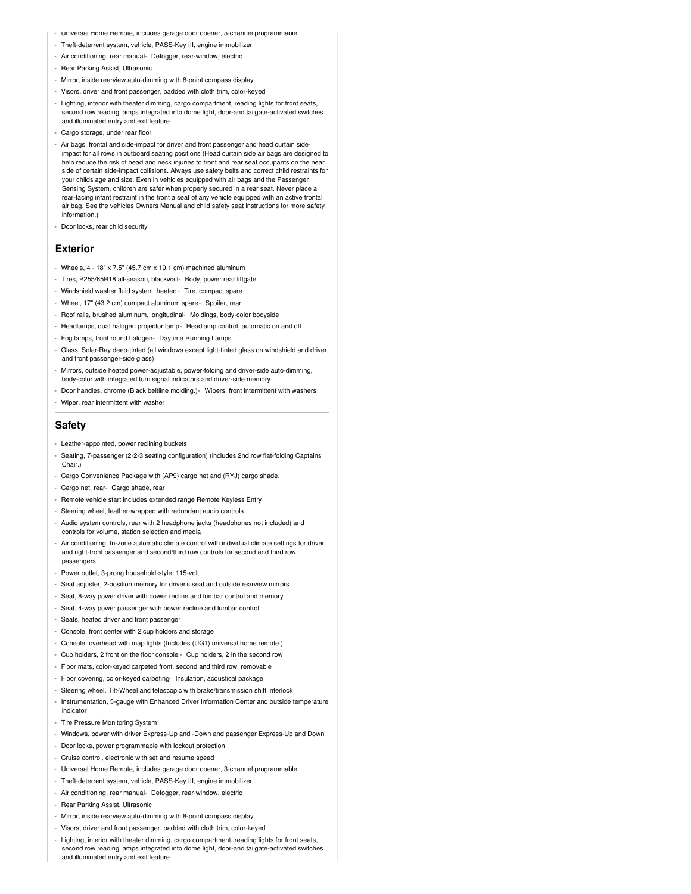- Universal Home Remote, includes garage door opener, 3-channel programmable
- Theft-deterrent system, vehicle, PASS-Key III, engine immobilizer
- Air conditioning, rear manual- Defogger, rear-window, electric
- Rear Parking Assist, Ultrasonic
- Mirror, inside rearview auto-dimming with 8-point compass display
- Visors, driver and front passenger, padded with cloth trim, color-keyed
- Lighting, interior with theater dimming, cargo compartment, reading lights for front seats, second row reading lamps integrated into dome light, door-and tailgate-activated switches and illuminated entry and exit feature
- Cargo storage, under rear floor
- Air bags, frontal and side-impact for driver and front passenger and head curtain side-impact for all rows in outboard seating positions (Head curtain side air bags are designed to help reduce the risk of head and neck injuries to front and rear seat occupants on the near side of certain side-impact collisions. Always use safety belts and correct child restraints for your childs age and size. Even in vehicles equipped with air bags and the Passenger Sensing System, children are safer when properly secured in a rear seat. Never place a rear-facing infant restraint in the front a seat of any vehicle equipped with an active frontal air bag. See the vehicles Owners Manual and child safety seat instructions for more safety information.)
- Door locks, rear child security

## Exterior

- Wheels, 4 - 18" x 7.5" (45.7 cm x 19.1 cm) machined aluminum
- Tires, P255/65R18 all-season, blackwall- Body, power rear liftgate
- Windshield washer fluid system, heated- Tire, compact spare
- Wheel, 17" (43.2 cm) compact aluminum spare- Spoiler, rear
- Roof rails, brushed aluminum, longitudinal- Moldings, body-color bodyside
- Headlamps, dual halogen projector lamp- Headlamp control, automatic on and off
- Fog lamps, front round halogen- Daytime Running Lamps
- Glass, Solar-Ray deep-tinted (all windows except light-tinted glass on windshield and driver and front passenger-side glass)
- Mirrors, outside heated power-adjustable, power-folding and driver-side auto-dimming, body-color with integrated turn signal indicators and driver-side memory
- Door handles, chrome (Black beltline molding.)- Wipers, front intermittent with washers
- Wiper, rear intermittent with washer

## Safety

- Leather-appointed, power reclining buckets
- Seating, 7-passenger (2-2-3 seating configuration) (includes 2nd row flat-folding Captains Chair.)
- Cargo Convenience Package with (AP9) cargo net and (RYJ) cargo shade.
- Cargo net, rear- Cargo shade, rear
- Remote vehicle start includes extended range Remote Keyless Entry
- Steering wheel, leather-wrapped with redundant audio controls
- Audio system controls, rear with 2 headphone jacks (headphones not included) and controls for volume, station selection and media
- Air conditioning, tri-zone automatic climate control with individual climate settings for driver and right-front passenger and second/third row controls for second and third row passengers
- Power outlet, 3-prong household-style, 115-volt
- Seat adjuster, 2-position memory for driver's seat and outside rearview mirrors
- Seat, 8-way power driver with power recline and lumbar control and memory
- Seat, 4-way power passenger with power recline and lumbar control
- Seats, heated driver and front passenger
- Console, front center with 2 cup holders and storage
- Console, overhead with map lights (Includes (UG1) universal home remote.)
- Cup holders, 2 front on the floor console - Cup holders, 2 in the second row
- Floor mats, color-keyed carpeted front, second and third row, removable
- Floor covering, color-keyed carpeting- Insulation, acoustical package
- Steering wheel, Tilt-Wheel and telescopic with brake/transmission shift interlock
- Instrumentation, 5-gauge with Enhanced Driver Information Center and outside temperature indicator
- Tire Pressure Monitoring System
- Windows, power with driver Express-Up and -Down and passenger Express-Up and Down
- Door locks, power programmable with lockout protection
- Cruise control, electronic with set and resume speed
- Universal Home Remote, includes garage door opener, 3-channel programmable
- Theft-deterrent system, vehicle, PASS-Key III, engine immobilizer
- Air conditioning, rear manual- Defogger, rear-window, electric
- Rear Parking Assist, Ultrasonic
- Mirror, inside rearview auto-dimming with 8-point compass display
- Visors, driver and front passenger, padded with cloth trim, color-keyed
- Lighting, interior with theater dimming, cargo compartment, reading lights for front seats, second row reading lamps integrated into dome light, door-and tailgate-activated switches and illuminated entry and exit feature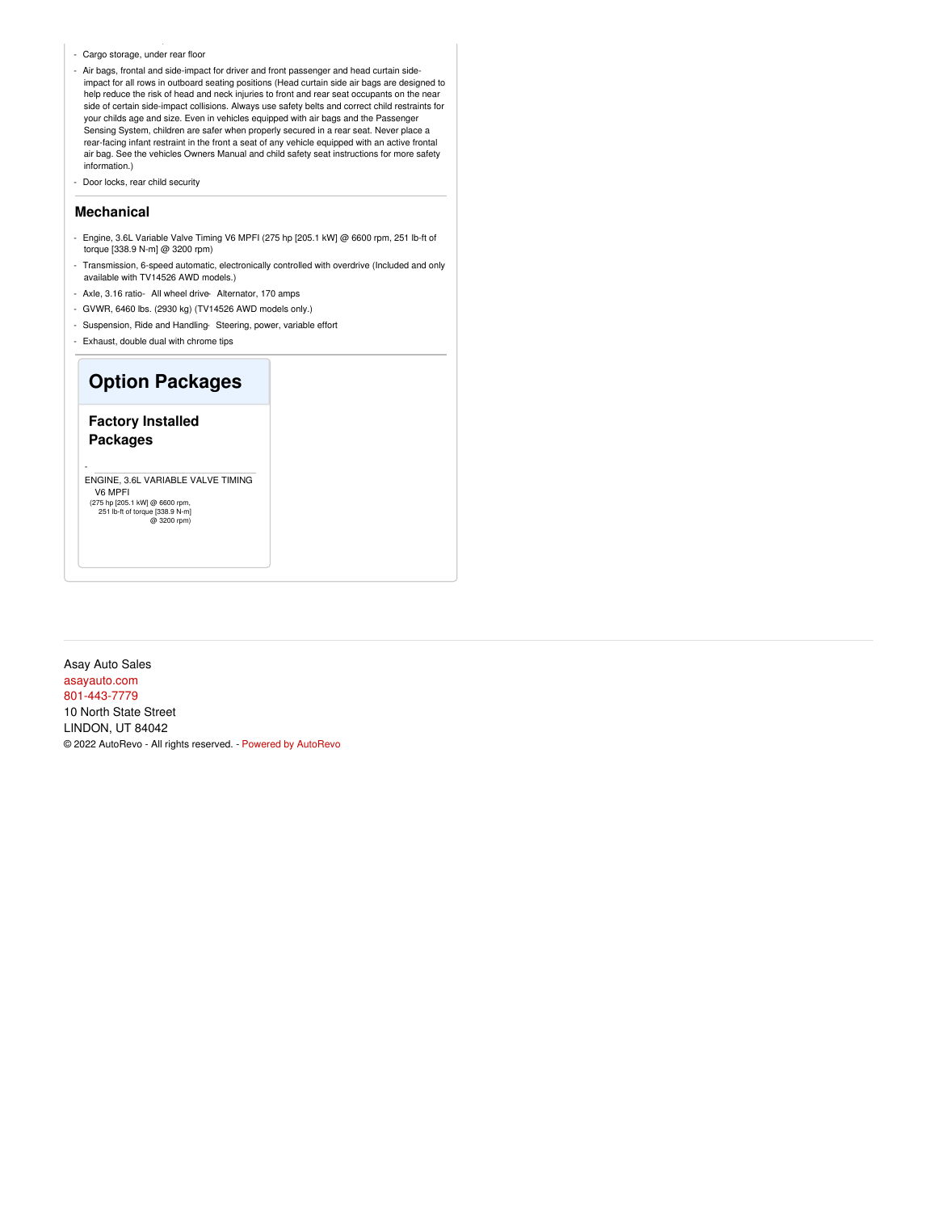- Cargo storage, under rear floor
- Air bags, frontal and side-impact for driver and front passenger and head curtain side-impact for all rows in outboard seating positions (Head curtain side air bags are designed to help reduce the risk of head and neck injuries to front and rear seat occupants on the near side of certain side-impact collisions. Always use safety belts and correct child restraints for your childs age and size. Even in vehicles equipped with air bags and the Passenger Sensing System, children are safer when properly secured in a rear seat. Never place a rear-facing infant restraint in the front a seat of any vehicle equipped with an active frontal air bag. See the vehicles Owners Manual and child safety seat instructions for more safety information.)
- Door locks, rear child security

## Mechanical

- Engine, 3.6L Variable Valve Timing V6 MPFI (275 hp [205.1 kW] @ 6600 rpm, 251 lb-ft of torque [338.9 N-m] @ 3200 rpm)
- Transmission, 6-speed automatic, electronically controlled with overdrive (Included and only available with TV14526 AWD models.)
- Axle, 3.16 ratio
- All wheel drive
- Alternator, 170 amps
- GVWR, 6460 lbs. (2930 kg) (TV14526 AWD models only.)
- Suspension, Ride and Handling
- Steering, power, variable effort
- Exhaust, double dual with chrome tips

# Option Packages

### Factory Installed Packages

- ENGINE, 3.6L VARIABLE VALVE TIMING V6 MPFI (275 hp [205.1 kW] @ 6600 rpm, 251 lb-ft of torque [338.9 N-m] @ 3200 rpm)

Asay Auto Sales
asayauto.com
801-443-7779
10 North State Street
LINDON, UT 84042
© 2022 AutoRevo - All rights reserved. - Powered by AutoRevo